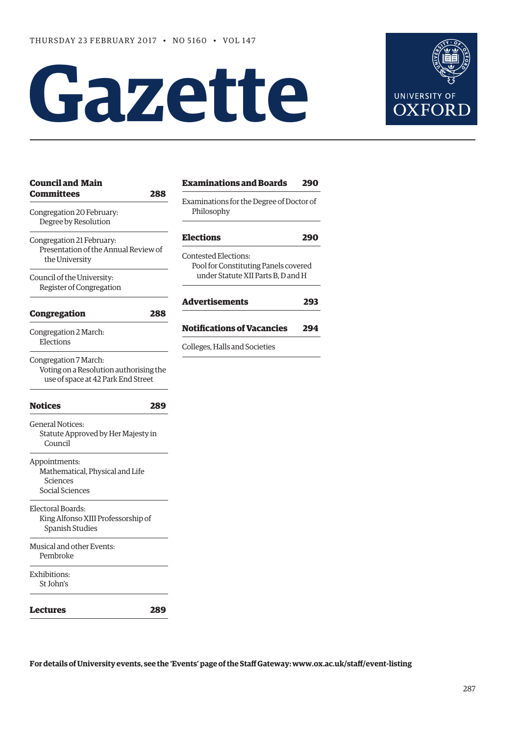THURSDAY 23 FEBRUARY 2017 • NO 5160 • VOL 147

# Gazette

UNIVERSITY OF OXFORD

**Council and Main Committees** **288**

Congregation 20 February:
Degree by Resolution

Congregation 21 February:
Presentation of the Annual Review of the University

Council of the University:
Register of Congregation

**Congregation** **288**

Congregation 2 March:
Elections

Congregation 7 March:
Voting on a Resolution authorising the use of space at 42 Park End Street

**Notices** **289**

General Notices:
Statute Approved by Her Majesty in Council

Appointments:
Mathematical, Physical and Life Sciences
Social Sciences

Electoral Boards:
King Alfonso XIII Professorship of Spanish Studies

Musical and other Events:
Pembroke

Exhibitions:
St John's

**Lectures** **289**

**Examinations and Boards** **290**

Examinations for the Degree of Doctor of Philosophy

**Elections** **290**

Contested Elections:
Pool for Constituting Panels covered under Statute XII Parts B, D and H

**Advertisements** **293**

**Notifications of Vacancies** **294**

Colleges, Halls and Societies

**For details of University events, see the 'Events' page of the Staff Gateway: www.ox.ac.uk/staff/event-listing**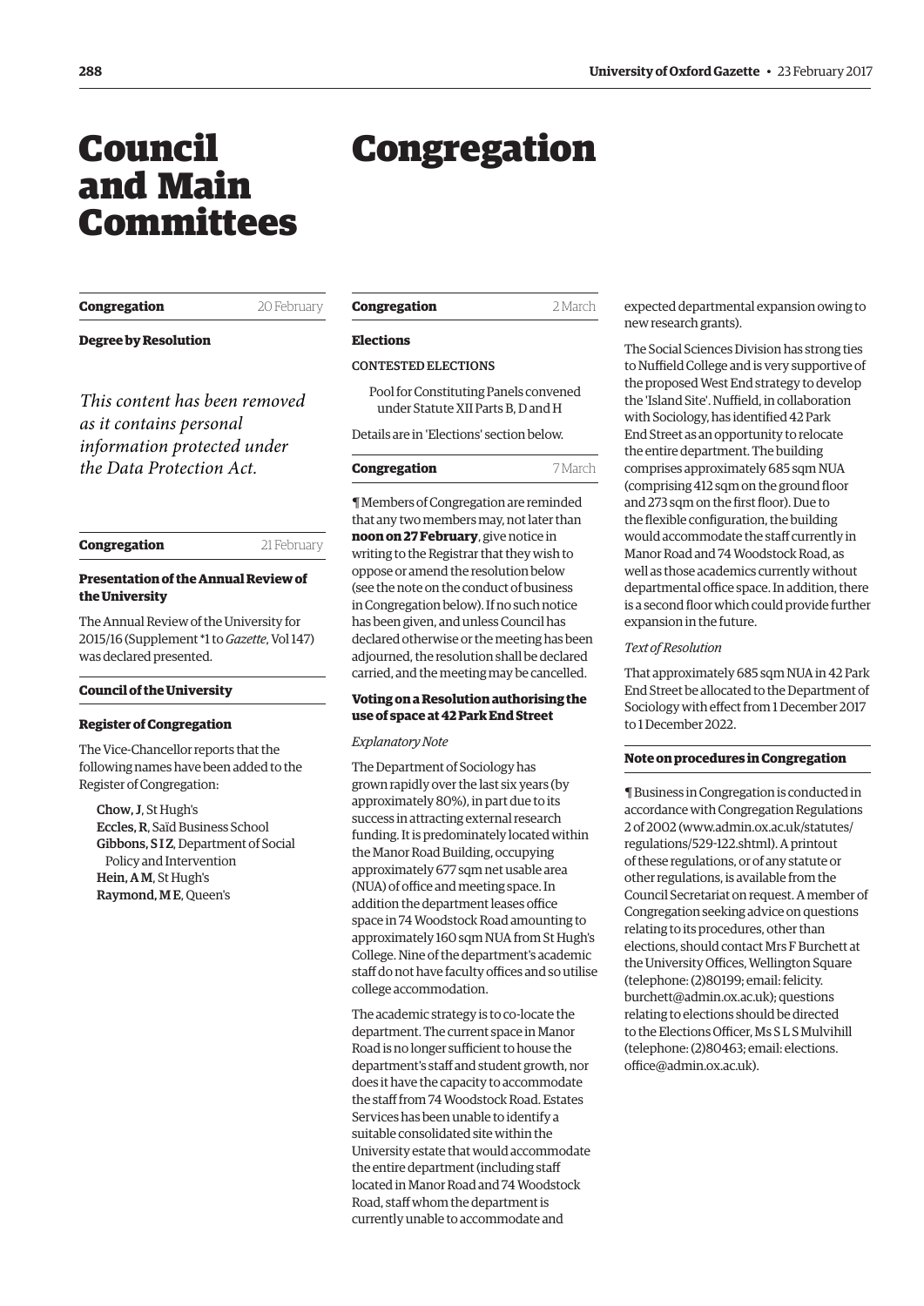# Council and Main Committees

# Congregation

**Congregation** 20 February

**Degree by Resolution**

*This content has been removed as it contains personal information protected under the Data Protection Act.*

**Congregation** 21 February

**Presentation of the Annual Review of the University**

The Annual Review of the University for 2015/16 (Supplement *1 to *Gazette*, Vol 147) was declared presented.

**Council of the University**

**Register of Congregation**

The Vice-Chancellor reports that the following names have been added to the Register of Congregation:

**Chow, J**, St Hugh's
**Eccles, R**, Saïd Business School
**Gibbons, S I Z**, Department of Social Policy and Intervention
**Hein, A M**, St Hugh's
**Raymond, M E**, Queen's

**Congregation** 2 March

**Elections**

CONTESTED ELECTIONS

Pool for Constituting Panels convened under Statute XII Parts B, D and H

Details are in 'Elections' section below.

**Congregation** 7 March

¶ Members of Congregation are reminded that any two members may, not later than **noon on 27 February**, give notice in writing to the Registrar that they wish to oppose or amend the resolution below (see the note on the conduct of business in Congregation below). If no such notice has been given, and unless Council has declared otherwise or the meeting has been adjourned, the resolution shall be declared carried, and the meeting may be cancelled.

**Voting on a Resolution authorising the use of space at 42 Park End Street**

*Explanatory Note*

The Department of Sociology has grown rapidly over the last six years (by approximately 80%), in part due to its success in attracting external research funding. It is predominately located within the Manor Road Building, occupying approximately 677 sqm net usable area (NUA) of office and meeting space. In addition the department leases office space in 74 Woodstock Road amounting to approximately 160 sqm NUA from St Hugh's College. Nine of the department's academic staff do not have faculty offices and so utilise college accommodation.

The academic strategy is to co-locate the department. The current space in Manor Road is no longer sufficient to house the department's staff and student growth, nor does it have the capacity to accommodate the staff from 74 Woodstock Road. Estates Services has been unable to identify a suitable consolidated site within the University estate that would accommodate the entire department (including staff located in Manor Road and 74 Woodstock Road, staff whom the department is currently unable to accommodate and expected departmental expansion owing to new research grants).

The Social Sciences Division has strong ties to Nuffield College and is very supportive of the proposed West End strategy to develop the 'Island Site'. Nuffield, in collaboration with Sociology, has identified 42 Park End Street as an opportunity to relocate the entire department. The building comprises approximately 685 sqm NUA (comprising 412 sqm on the ground floor and 273 sqm on the first floor). Due to the flexible configuration, the building would accommodate the staff currently in Manor Road and 74 Woodstock Road, as well as those academics currently without departmental office space. In addition, there is a second floor which could provide further expansion in the future.

*Text of Resolution*

That approximately 685 sqm NUA in 42 Park End Street be allocated to the Department of Sociology with effect from 1 December 2017 to 1 December 2022.

**Note on procedures in Congregation**

¶ Business in Congregation is conducted in accordance with Congregation Regulations 2 of 2002 (www.admin.ox.ac.uk/statutes/regulations/529-122.shtml). A printout of these regulations, or of any statute or other regulations, is available from the Council Secretariat on request. A member of Congregation seeking advice on questions relating to its procedures, other than elections, should contact Mrs F Burchett at the University Offices, Wellington Square (telephone: (2)80199; email: felicity.burchett@admin.ox.ac.uk); questions relating to elections should be directed to the Elections Officer, Ms S L S Mulvihill (telephone: (2)80463; email: elections.office@admin.ox.ac.uk).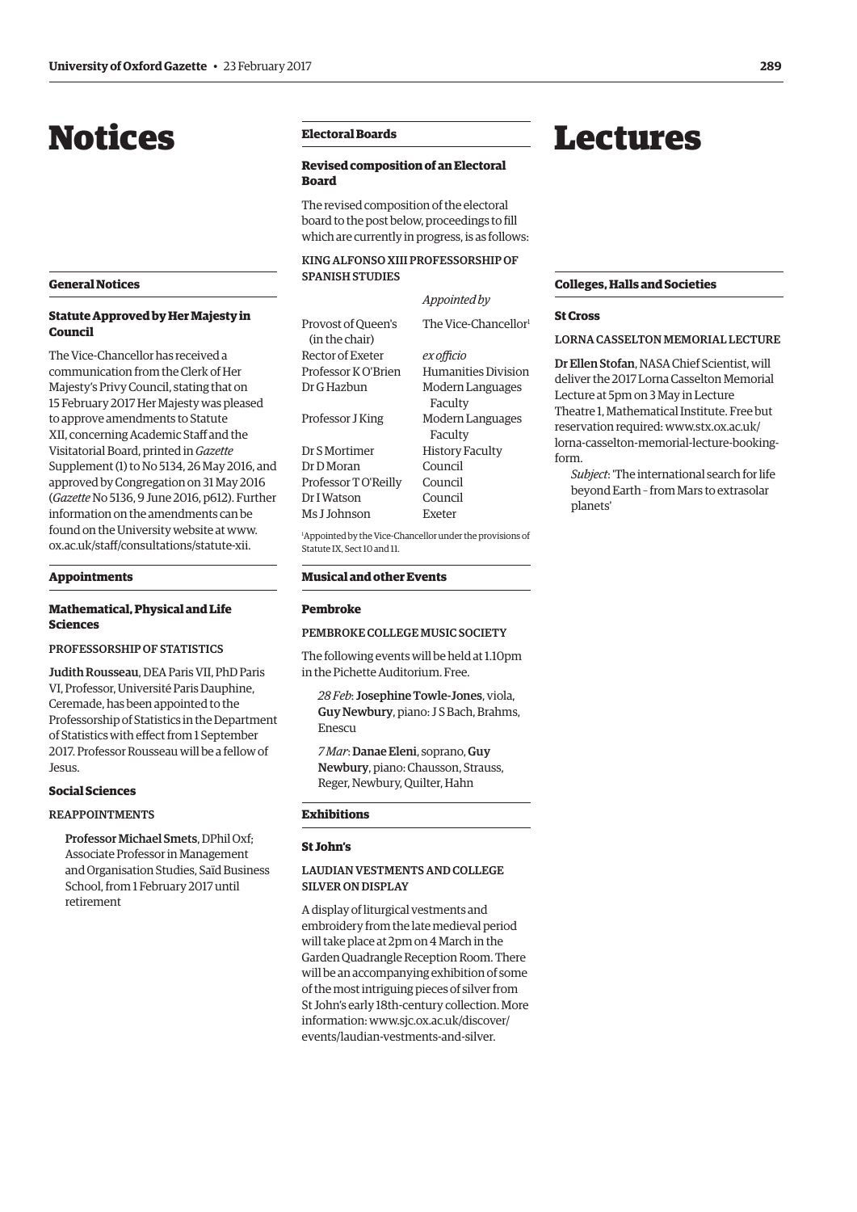# Notices

## General Notices

### Statute Approved by Her Majesty in Council

The Vice-Chancellor has received a communication from the Clerk of Her Majesty's Privy Council, stating that on 15 February 2017 Her Majesty was pleased to approve amendments to Statute XII, concerning Academic Staff and the Visitatorial Board, printed in *Gazette* Supplement (1) to No 5134, 26 May 2016, and approved by Congregation on 31 May 2016 (*Gazette* No 5136, 9 June 2016, p612). Further information on the amendments can be found on the University website at www.ox.ac.uk/staff/consultations/statute-xii.

## Appointments

### Mathematical, Physical and Life Sciences

PROFESSORSHIP OF STATISTICS

**Judith Rousseau**, DEA Paris VII, PhD Paris VI, Professor, Université Paris Dauphine, Ceremade, has been appointed to the Professorship of Statistics in the Department of Statistics with effect from 1 September 2017. Professor Rousseau will be a fellow of Jesus.

### Social Sciences

REAPPOINTMENTS

**Professor Michael Smets**, DPhil Oxf; Associate Professor in Management and Organisation Studies, Saïd Business School, from 1 February 2017 until retirement

## Electoral Boards

### Revised composition of an Electoral Board

The revised composition of the electoral board to the post below, proceedings to fill which are currently in progress, is as follows:

KING ALFONSO XIII PROFESSORSHIP OF SPANISH STUDIES

| | *Appointed by* |
|---|---|
| Provost of Queen's (in the chair) | The Vice-Chancellor[1] |
| Rector of Exeter | *ex officio* |
| Professor K O'Brien | Humanities Division |
| Dr G Hazbun | Modern Languages Faculty |
| Professor J King | Modern Languages Faculty |
| Dr S Mortimer | History Faculty |
| Dr D Moran | Council |
| Professor T O'Reilly | Council |
| Dr I Watson | Council |
| Ms J Johnson | Exeter |

[1]Appointed by the Vice-Chancellor under the provisions of Statute IX, Sect 10 and 11.

## Musical and other Events

### Pembroke

PEMBROKE COLLEGE MUSIC SOCIETY

The following events will be held at 1.10pm in the Pichette Auditorium. Free.

*28 Feb*: **Josephine Towle-Jones**, viola, **Guy Newbury**, piano: J S Bach, Brahms, Enescu

*7 Mar*: **Danae Eleni**, soprano, **Guy Newbury**, piano: Chausson, Strauss, Reger, Newbury, Quilter, Hahn

## Exhibitions

### St John's

LAUDIAN VESTMENTS AND COLLEGE SILVER ON DISPLAY

A display of liturgical vestments and embroidery from the late medieval period will take place at 2pm on 4 March in the Garden Quadrangle Reception Room. There will be an accompanying exhibition of some of the most intriguing pieces of silver from St John's early 18th-century collection. More information: www.sjc.ox.ac.uk/discover/events/laudian-vestments-and-silver.

# Lectures

## Colleges, Halls and Societies

### St Cross

LORNA CASSELTON MEMORIAL LECTURE

**Dr Ellen Stofan**, NASA Chief Scientist, will deliver the 2017 Lorna Casselton Memorial Lecture at 5pm on 3 May in Lecture Theatre 1, Mathematical Institute. Free but reservation required: www.stx.ox.ac.uk/lorna-casselton-memorial-lecture-booking-form.

*Subject*: 'The international search for life beyond Earth – from Mars to extrasolar planets'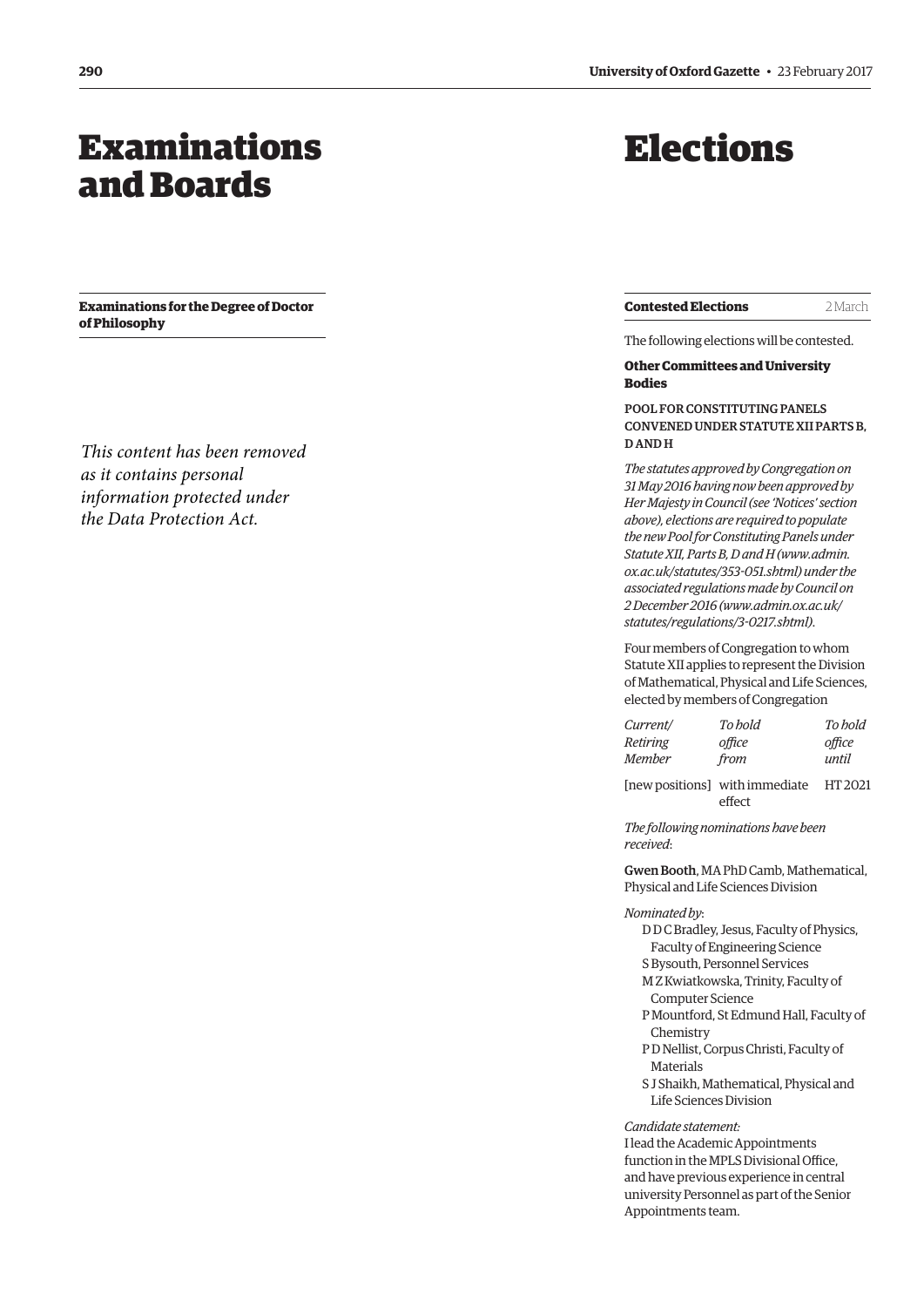# Examinations and Boards

**Examinations for the Degree of Doctor of Philosophy**

*This content has been removed as it contains personal information protected under the Data Protection Act.*

# Elections

**Contested Elections** 2 March

The following elections will be contested.

### Other Committees and University Bodies

POOL FOR CONSTITUTING PANELS CONVENED UNDER STATUTE XII PARTS B, D AND H

*The statutes approved by Congregation on 31 May 2016 having now been approved by Her Majesty in Council (see 'Notices' section above), elections are required to populate the new Pool for Constituting Panels under Statute XII, Parts B, D and H (www.admin.ox.ac.uk/statutes/353-051.shtml) under the associated regulations made by Council on 2 December 2016 (www.admin.ox.ac.uk/statutes/regulations/3-0217.shtml).*

Four members of Congregation to whom Statute XII applies to represent the Division of Mathematical, Physical and Life Sciences, elected by members of Congregation

| *Current/ Retiring Member* | *To hold office from* | *To hold office until* |
|---|---|---|
| [new positions] | with immediate effect | HT 2021 |

*The following nominations have been received*:

Gwen Booth, MA PhD Camb, Mathematical, Physical and Life Sciences Division

*Nominated by*:

- D D C Bradley, Jesus, Faculty of Physics, Faculty of Engineering Science
- S Bysouth, Personnel Services
- M Z Kwiatkowska, Trinity, Faculty of Computer Science
- P Mountford, St Edmund Hall, Faculty of Chemistry
- P D Nellist, Corpus Christi, Faculty of Materials
- S J Shaikh, Mathematical, Physical and Life Sciences Division

*Candidate statement:*
I lead the Academic Appointments function in the MPLS Divisional Office, and have previous experience in central university Personnel as part of the Senior Appointments team.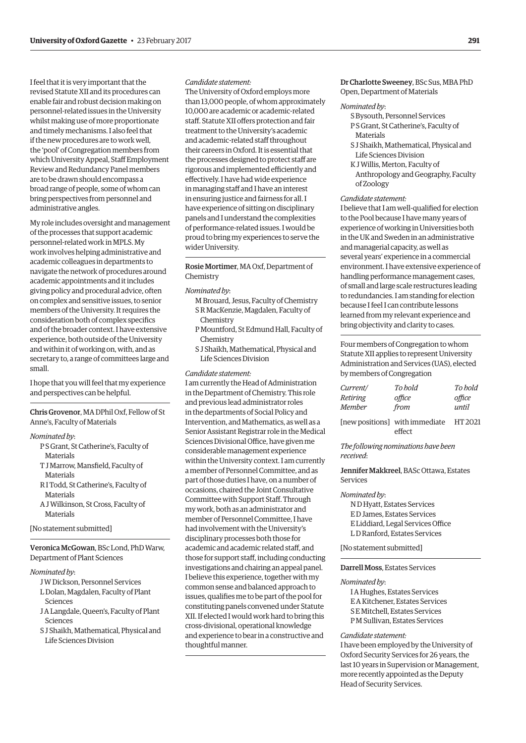I feel that it is very important that the revised Statute XII and its procedures can enable fair and robust decision making on personnel-related issues in the University whilst making use of more proportionate and timely mechanisms. I also feel that if the new procedures are to work well, the 'pool' of Congregation members from which University Appeal, Staff Employment Review and Redundancy Panel members are to be drawn should encompass a broad range of people, some of whom can bring perspectives from personnel and administrative angles.

My role includes oversight and management of the processes that support academic personnel-related work in MPLS. My work involves helping administrative and academic colleagues in departments to navigate the network of procedures around academic appointments and it includes giving policy and procedural advice, often on complex and sensitive issues, to senior members of the University. It requires the consideration both of complex specifics and of the broader context. I have extensive experience, both outside of the University and within it of working on, with, and as secretary to, a range of committees large and small.

I hope that you will feel that my experience and perspectives can be helpful.

---

**Chris Grovenor**, MA DPhil Oxf, Fellow of St Anne's, Faculty of Materials

*Nominated by*:

- P S Grant, St Catherine's, Faculty of Materials
- T J Marrow, Mansfield, Faculty of Materials
- R I Todd, St Catherine's, Faculty of Materials
- A J Wilkinson, St Cross, Faculty of Materials

[No statement submitted]

---

**Veronica McGowan**, BSc Lond, PhD Warw, Department of Plant Sciences

*Nominated by*:

- J W Dickson, Personnel Services
- L Dolan, Magdalen, Faculty of Plant Sciences
- J A Langdale, Queen's, Faculty of Plant Sciences
- S J Shaikh, Mathematical, Physical and Life Sciences Division

*Candidate statement:*

The University of Oxford employs more than 13,000 people, of whom approximately 10,000 are academic or academic-related staff. Statute XII offers protection and fair treatment to the University's academic and academic-related staff throughout their careers in Oxford. It is essential that the processes designed to protect staff are rigorous and implemented efficiently and effectively. I have had wide experience in managing staff and I have an interest in ensuring justice and fairness for all. I have experience of sitting on disciplinary panels and I understand the complexities of performance-related issues. I would be proud to bring my experiences to serve the wider University.

---

**Rosie Mortimer**, MA Oxf, Department of Chemistry

*Nominated by*:

- M Brouard, Jesus, Faculty of Chemistry
- S R MacKenzie, Magdalen, Faculty of Chemistry
- P Mountford, St Edmund Hall, Faculty of Chemistry
- S J Shaikh, Mathematical, Physical and Life Sciences Division

*Candidate statement:*

I am currently the Head of Administration in the Department of Chemistry. This role and previous lead administrator roles in the departments of Social Policy and Intervention, and Mathematics, as well as a Senior Assistant Registrar role in the Medical Sciences Divisional Office, have given me considerable management experience within the University context. I am currently a member of Personnel Committee, and as part of those duties I have, on a number of occasions, chaired the Joint Consultative Committee with Support Staff. Through my work, both as an administrator and member of Personnel Committee, I have had involvement with the University's disciplinary processes both those for academic and academic related staff, and those for support staff, including conducting investigations and chairing an appeal panel. I believe this experience, together with my common sense and balanced approach to issues, qualifies me to be part of the pool for constituting panels convened under Statute XII. If elected I would work hard to bring this cross-divisional, operational knowledge and experience to bear in a constructive and thoughtful manner.

---

**Dr Charlotte Sweeney**, BSc Sus, MBA PhD Open, Department of Materials

*Nominated by*:

- S Bysouth, Personnel Services
- P S Grant, St Catherine's, Faculty of Materials
- S J Shaikh, Mathematical, Physical and Life Sciences Division
- K J Willis, Merton, Faculty of Anthropology and Geography, Faculty of Zoology

*Candidate statement:*

I believe that I am well-qualified for election to the Pool because I have many years of experience of working in Universities both in the UK and Sweden in an administrative and managerial capacity, as well as several years' experience in a commercial environment. I have extensive experience of handling performance management cases, of small and large scale restructures leading to redundancies. I am standing for election because I feel I can contribute lessons learned from my relevant experience and bring objectivity and clarity to cases.

---

Four members of Congregation to whom Statute XII applies to represent University Administration and Services (UAS), elected by members of Congregation

| *Current/ Retiring Member* | *To hold office from* | *To hold office until* |
|---|---|---|
| [new positions] | with immediate effect | HT 2021 |

*The following nominations have been received*:

**Jennifer Makkreel**, BASc Ottawa, Estates Services

*Nominated by*:

- N D Hyatt, Estates Services
- E D James, Estates Services
- E Liddiard, Legal Services Office
- L D Ranford, Estates Services

[No statement submitted]

---

**Darrell Moss**, Estates Services

*Nominated by*:

- I A Hughes, Estates Services
- E A Kitchener, Estates Services
- S E Mitchell, Estates Services
- P M Sullivan, Estates Services

*Candidate statement:*

I have been employed by the University of Oxford Security Services for 26 years, the last 10 years in Supervision or Management, more recently appointed as the Deputy Head of Security Services.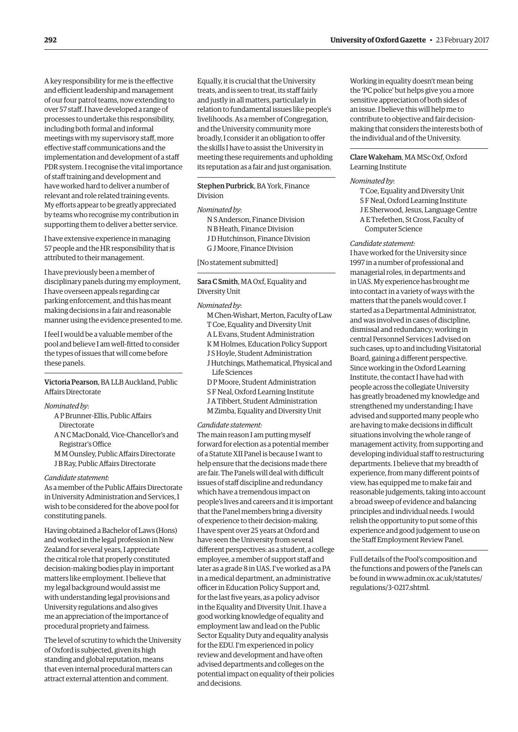A key responsibility for me is the effective and efficient leadership and management of our four patrol teams, now extending to over 57 staff. I have developed a range of processes to undertake this responsibility, including both formal and informal meetings with my supervisory staff, more effective staff communications and the implementation and development of a staff PDR system. I recognise the vital importance of staff training and development and have worked hard to deliver a number of relevant and role related training events. My efforts appear to be greatly appreciated by teams who recognise my contribution in supporting them to deliver a better service.

I have extensive experience in managing 57 people and the HR responsibility that is attributed to their management.

I have previously been a member of disciplinary panels during my employment, I have overseen appeals regarding car parking enforcement, and this has meant making decisions in a fair and reasonable manner using the evidence presented to me.

I feel I would be a valuable member of the pool and believe I am well-fitted to consider the types of issues that will come before these panels.

---

**Victoria Pearson**, BA LLB Auckland, Public Affairs Directorate

*Nominated by*:

A P Brunner-Ellis, Public Affairs Directorate
A N C MacDonald, Vice-Chancellor's and Registrar's Office
M M Ounsley, Public Affairs Directorate
J B Ray, Public Affairs Directorate

*Candidate statement:*

As a member of the Public Affairs Directorate in University Administration and Services, I wish to be considered for the above pool for constituting panels.

Having obtained a Bachelor of Laws (Hons) and worked in the legal profession in New Zealand for several years, I appreciate the critical role that properly constituted decision-making bodies play in important matters like employment. I believe that my legal background would assist me with understanding legal provisions and University regulations and also gives me an appreciation of the importance of procedural propriety and fairness.

The level of scrutiny to which the University of Oxford is subjected, given its high standing and global reputation, means that even internal procedural matters can attract external attention and comment. Equally, it is crucial that the University treats, and is seen to treat, its staff fairly and justly in all matters, particularly in relation to fundamental issues like people's livelihoods. As a member of Congregation, and the University community more broadly, I consider it an obligation to offer the skills I have to assist the University in meeting these requirements and upholding its reputation as a fair and just organisation.

---

**Stephen Purbrick**, BA York, Finance Division

*Nominated by*:

N S Anderson, Finance Division
N B Heath, Finance Division
J D Hutchinson, Finance Division
G J Moore, Finance Division

[No statement submitted]

---

**Sara C Smith**, MA Oxf, Equality and Diversity Unit

*Nominated by*:

M Chen-Wishart, Merton, Faculty of Law
T Coe, Equality and Diversity Unit
A L Evans, Student Administration
K M Holmes, Education Policy Support
J S Hoyle, Student Administration
J Hutchings, Mathematical, Physical and Life Sciences
D P Moore, Student Administration
S F Neal, Oxford Learning Institute
J A Tibbert, Student Administration
M Zimba, Equality and Diversity Unit

*Candidate statement:*

The main reason I am putting myself forward for election as a potential member of a Statute XII Panel is because I want to help ensure that the decisions made there are fair. The Panels will deal with difficult issues of staff discipline and redundancy which have a tremendous impact on people's lives and careers and it is important that the Panel members bring a diversity of experience to their decision-making. I have spent over 25 years at Oxford and have seen the University from several different perspectives: as a student, a college employee, a member of support staff and later as a grade 8 in UAS. I've worked as a PA in a medical department, an administrative officer in Education Policy Support and, for the last five years, as a policy advisor in the Equality and Diversity Unit. I have a good working knowledge of equality and employment law and lead on the Public Sector Equality Duty and equality analysis for the EDU. I'm experienced in policy review and development and have often advised departments and colleges on the potential impact on equality of their policies and decisions. Working in equality doesn't mean being the 'PC police' but helps give you a more sensitive appreciation of both sides of an issue. I believe this will help me to contribute to objective and fair decision-making that considers the interests both of the individual and of the University.

---

**Clare Wakeham**, MA MSc Oxf, Oxford Learning Institute

*Nominated by*:

T Coe, Equality and Diversity Unit
S F Neal, Oxford Learning Institute
J E Sherwood, Jesus, Language Centre
A E Trefethen, St Cross, Faculty of Computer Science

*Candidate statement:*

I have worked for the University since 1997 in a number of professional and managerial roles, in departments and in UAS. My experience has brought me into contact in a variety of ways with the matters that the panels would cover. I started as a Departmental Administrator, and was involved in cases of discipline, dismissal and redundancy; working in central Personnel Services I advised on such cases, up to and including Visitatorial Board, gaining a different perspective. Since working in the Oxford Learning Institute, the contact I have had with people across the collegiate University has greatly broadened my knowledge and strengthened my understanding; I have advised and supported many people who are having to make decisions in difficult situations involving the whole range of management activity, from supporting and developing individual staff to restructuring departments. I believe that my breadth of experience, from many different points of view, has equipped me to make fair and reasonable judgements, taking into account a broad sweep of evidence and balancing principles and individual needs. I would relish the opportunity to put some of this experience and good judgement to use on the Staff Employment Review Panel.

---

Full details of the Pool's composition and the functions and powers of the Panels can be found in www.admin.ox.ac.uk/statutes/regulations/3-0217.shtml.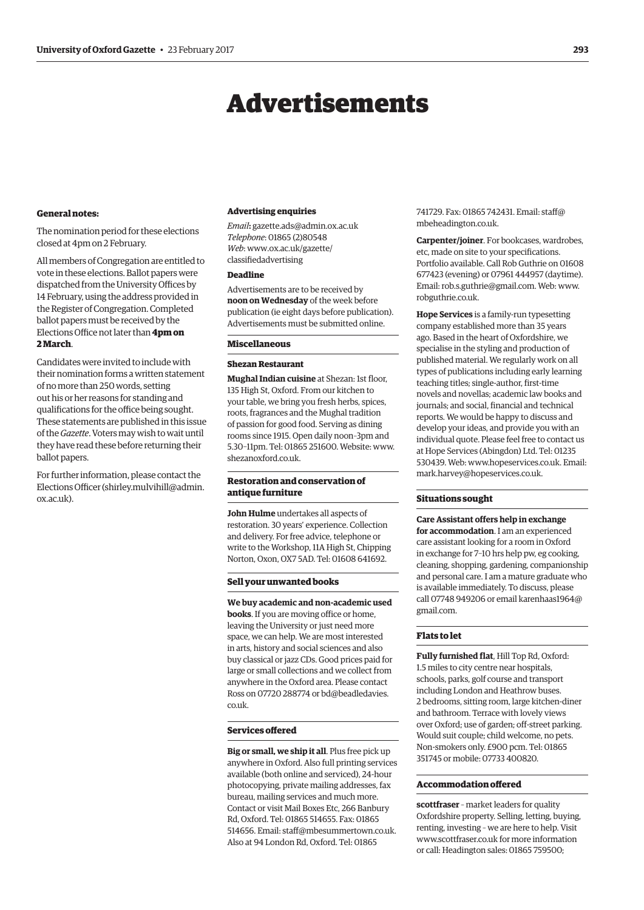# Advertisements

**General notes:**

The nomination period for these elections closed at 4pm on 2 February.

All members of Congregation are entitled to vote in these elections. Ballot papers were dispatched from the University Offices by 14 February, using the address provided in the Register of Congregation. Completed ballot papers must be received by the Elections Office not later than **4pm on 2 March**.

Candidates were invited to include with their nomination forms a written statement of no more than 250 words, setting out his or her reasons for standing and qualifications for the office being sought. These statements are published in this issue of the *Gazette*. Voters may wish to wait until they have read these before returning their ballot papers.

For further information, please contact the Elections Officer (shirley.mulvihill@admin.ox.ac.uk).

### Advertising enquiries

*Email***:** gazette.ads@admin.ox.ac.uk
*Telephone*: 01865 (2)80548
*Web*: www.ox.ac.uk/gazette/classifiedadvertising

### Deadline

Advertisements are to be received by **noon on Wednesday** of the week before publication (ie eight days before publication). Advertisements must be submitted online.

### Miscellaneous

#### Shezan Restaurant

**Mughal Indian cuisine** at Shezan: 1st floor, 135 High St, Oxford. From our kitchen to your table, we bring you fresh herbs, spices, roots, fragrances and the Mughal tradition of passion for good food. Serving as dining rooms since 1915. Open daily noon–3pm and 5.30–11pm. Tel: 01865 251600. Website: www.shezanoxford.co.uk.

### Restoration and conservation of antique furniture

**John Hulme** undertakes all aspects of restoration. 30 years' experience. Collection and delivery. For free advice, telephone or write to the Workshop, 11A High St, Chipping Norton, Oxon, OX7 5AD. Tel: 01608 641692.

### Sell your unwanted books

**We buy academic and non-academic used books**. If you are moving office or home, leaving the University or just need more space, we can help. We are most interested in arts, history and social sciences and also buy classical or jazz CDs. Good prices paid for large or small collections and we collect from anywhere in the Oxford area. Please contact Ross on 07720 288774 or bd@beadledavies.co.uk.

### Services offered

**Big or small, we ship it all**. Plus free pick up anywhere in Oxford. Also full printing services available (both online and serviced), 24-hour photocopying, private mailing addresses, fax bureau, mailing services and much more. Contact or visit Mail Boxes Etc, 266 Banbury Rd, Oxford. Tel: 01865 514655. Fax: 01865 514656. Email: staff@mbesummertown.co.uk. Also at 94 London Rd, Oxford. Tel: 01865 741729. Fax: 01865 742431. Email: staff@mbeheadington.co.uk.

**Carpenter/joiner**. For bookcases, wardrobes, etc, made on site to your specifications. Portfolio available. Call Rob Guthrie on 01608 677423 (evening) or 07961 444957 (daytime). Email: rob.s.guthrie@gmail.com. Web: www.robguthrie.co.uk.

**Hope Services** is a family-run typesetting company established more than 35 years ago. Based in the heart of Oxfordshire, we specialise in the styling and production of published material. We regularly work on all types of publications including early learning teaching titles; single-author, first-time novels and novellas; academic law books and journals; and social, financial and technical reports. We would be happy to discuss and develop your ideas, and provide you with an individual quote. Please feel free to contact us at Hope Services (Abingdon) Ltd. Tel: 01235 530439. Web: www.hopeservices.co.uk. Email: mark.harvey@hopeservices.co.uk.

### Situations sought

**Care Assistant offers help in exchange for accommodation**. I am an experienced care assistant looking for a room in Oxford in exchange for 7–10 hrs help pw, eg cooking, cleaning, shopping, gardening, companionship and personal care. I am a mature graduate who is available immediately. To discuss, please call 07748 949206 or email karenhaas1964@gmail.com.

### Flats to let

**Fully furnished flat**, Hill Top Rd, Oxford: 1.5 miles to city centre near hospitals, schools, parks, golf course and transport including London and Heathrow buses. 2 bedrooms, sitting room, large kitchen-diner and bathroom. Terrace with lovely views over Oxford; use of garden; off-street parking. Would suit couple; child welcome, no pets. Non-smokers only. £900 pcm. Tel: 01865 351745 or mobile: 07733 400820.

### Accommodation offered

**scottfraser** – market leaders for quality Oxfordshire property. Selling, letting, buying, renting, investing – we are here to help. Visit www.scottfraser.co.uk for more information or call: Headington sales: 01865 759500;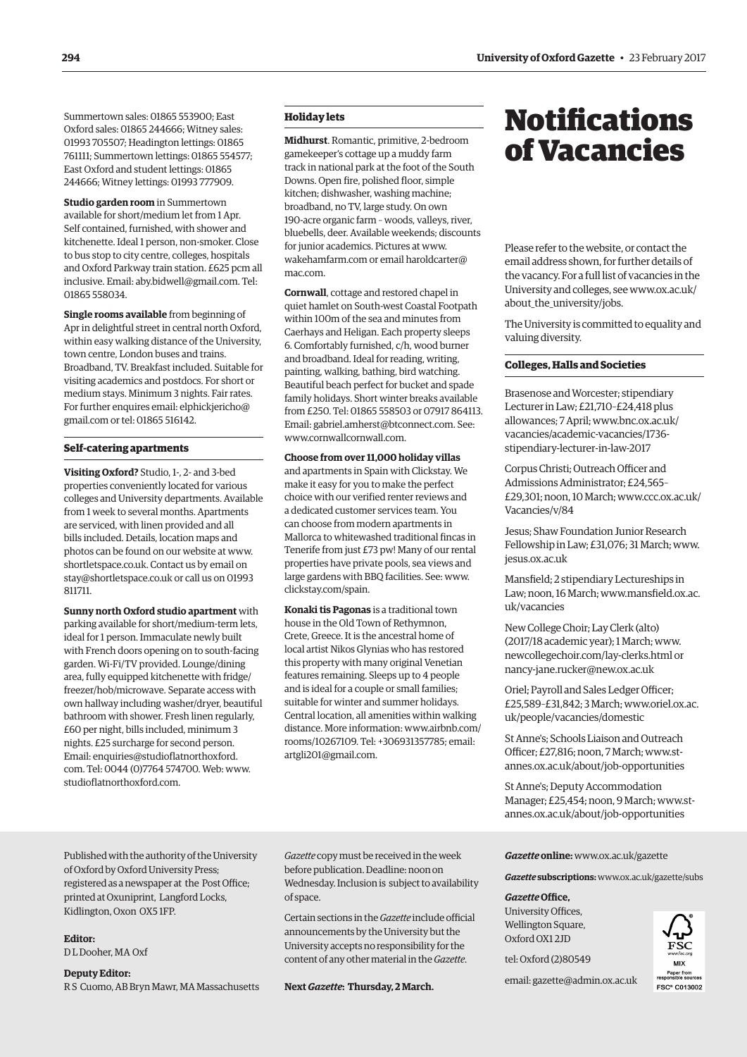Summertown sales: 01865 553900; East Oxford sales: 01865 244666; Witney sales: 01993 705507; Headington lettings: 01865 761111; Summertown lettings: 01865 554577; East Oxford and student lettings: 01865 244666; Witney lettings: 01993 777909.

**Studio garden room** in Summertown available for short/medium let from 1 Apr. Self contained, furnished, with shower and kitchenette. Ideal 1 person, non-smoker. Close to bus stop to city centre, colleges, hospitals and Oxford Parkway train station. £625 pcm all inclusive. Email: aby.bidwell@gmail.com. Tel: 01865 558034.

**Single rooms available** from beginning of Apr in delightful street in central north Oxford, within easy walking distance of the University, town centre, London buses and trains. Broadband, TV. Breakfast included. Suitable for visiting academics and postdocs. For short or medium stays. Minimum 3 nights. Fair rates. For further enquires email: elphickjericho@gmail.com or tel: 01865 516142.

### Self-catering apartments

**Visiting Oxford?** Studio, 1-, 2- and 3-bed properties conveniently located for various colleges and University departments. Available from 1 week to several months. Apartments are serviced, with linen provided and all bills included. Details, location maps and photos can be found on our website at www.shortletspace.co.uk. Contact us by email on stay@shortletspace.co.uk or call us on 01993 811711.

**Sunny north Oxford studio apartment** with parking available for short/medium-term lets, ideal for 1 person. Immaculate newly built with French doors opening on to south-facing garden. Wi-Fi/TV provided. Lounge/dining area, fully equipped kitchenette with fridge/freezer/hob/microwave. Separate access with own hallway including washer/dryer, beautiful bathroom with shower. Fresh linen regularly, £60 per night, bills included, minimum 3 nights. £25 surcharge for second person. Email: enquiries@studioflatnorthoxford.com. Tel: 0044 (0)7764 574700. Web: www.studioflatnorthoxford.com.

### Holiday lets

**Midhurst**. Romantic, primitive, 2-bedroom gamekeeper's cottage up a muddy farm track in national park at the foot of the South Downs. Open fire, polished floor, simple kitchen; dishwasher, washing machine; broadband, no TV, large study. On own 190-acre organic farm – woods, valleys, river, bluebells, deer. Available weekends; discounts for junior academics. Pictures at www.wakehamfarm.com or email haroldcarter@mac.com.

**Cornwall**, cottage and restored chapel in quiet hamlet on South-west Coastal Footpath within 100m of the sea and minutes from Caerhays and Heligan. Each property sleeps 6. Comfortably furnished, c/h, wood burner and broadband. Ideal for reading, writing, painting, walking, bathing, bird watching. Beautiful beach perfect for bucket and spade family holidays. Short winter breaks available from £250. Tel: 01865 558503 or 07917 864113. Email: gabriel.amherst@btconnect.com. See: www.cornwallcornwall.com.

**Choose from over 11,000 holiday villas** and apartments in Spain with Clickstay. We make it easy for you to make the perfect choice with our verified renter reviews and a dedicated customer services team. You can choose from modern apartments in Mallorca to whitewashed traditional fincas in Tenerife from just £73 pw! Many of our rental properties have private pools, sea views and large gardens with BBQ facilities. See: www.clickstay.com/spain.

**Konaki tis Pagonas** is a traditional town house in the Old Town of Rethymnon, Crete, Greece. It is the ancestral home of local artist Nikos Glynias who has restored this property with many original Venetian features remaining. Sleeps up to 4 people and is ideal for a couple or small families; suitable for winter and summer holidays. Central location, all amenities within walking distance. More information: www.airbnb.com/rooms/10267109. Tel: +306931357785; email: artgli201@gmail.com.

# Notifications of Vacancies

Please refer to the website, or contact the email address shown, for further details of the vacancy. For a full list of vacancies in the University and colleges, see www.ox.ac.uk/about_the_university/jobs.

The University is committed to equality and valuing diversity.

### Colleges, Halls and Societies

Brasenose and Worcester; stipendiary Lecturer in Law; £21,710–£24,418 plus allowances; 7 April; www.bnc.ox.ac.uk/vacancies/academic-vacancies/1736-stipendiary-lecturer-in-law-2017

Corpus Christi; Outreach Officer and Admissions Administrator; £24,565–£29,301; noon, 10 March; www.ccc.ox.ac.uk/Vacancies/v/84

Jesus; Shaw Foundation Junior Research Fellowship in Law; £31,076; 31 March; www.jesus.ox.ac.uk

Mansfield; 2 stipendiary Lectureships in Law; noon, 16 March; www.mansfield.ox.ac.uk/vacancies

New College Choir; Lay Clerk (alto) (2017/18 academic year); 1 March; www.newcollegechoir.com/lay-clerks.html or nancy-jane.rucker@new.ox.ac.uk

Oriel; Payroll and Sales Ledger Officer; £25,589–£31,842; 3 March; www.oriel.ox.ac.uk/people/vacancies/domestic

St Anne's; Schools Liaison and Outreach Officer; £27,816; noon, 7 March; www.st-annes.ox.ac.uk/about/job-opportunities

St Anne's; Deputy Accommodation Manager; £25,454; noon, 9 March; www.st-annes.ox.ac.uk/about/job-opportunities

---

Published with the authority of the University of Oxford by Oxford University Press; registered as a newspaper at the Post Office; printed at Oxuniprint, Langford Locks, Kidlington, Oxon OX5 1FP.

**Editor:**
D L Dooher, MA Oxf

**Deputy Editor:**
R S Cuomo, AB Bryn Mawr, MA Massachusetts

*Gazette* copy must be received in the week before publication. Deadline: noon on Wednesday. Inclusion is subject to availability of space.

Certain sections in the *Gazette* include official announcements by the University but the University accepts no responsibility for the content of any other material in the *Gazette*.

**Next *Gazette*: Thursday, 2 March.**

***Gazette* online:** www.ox.ac.uk/gazette

***Gazette* subscriptions:** www.ox.ac.uk/gazette/subs

***Gazette* Office,**
University Offices,
Wellington Square,
Oxford OX1 2JD

tel: Oxford (2)80549

email: gazette@admin.ox.ac.uk

FSC www.fsc.org MIX Paper from responsible sources FSC® C013002